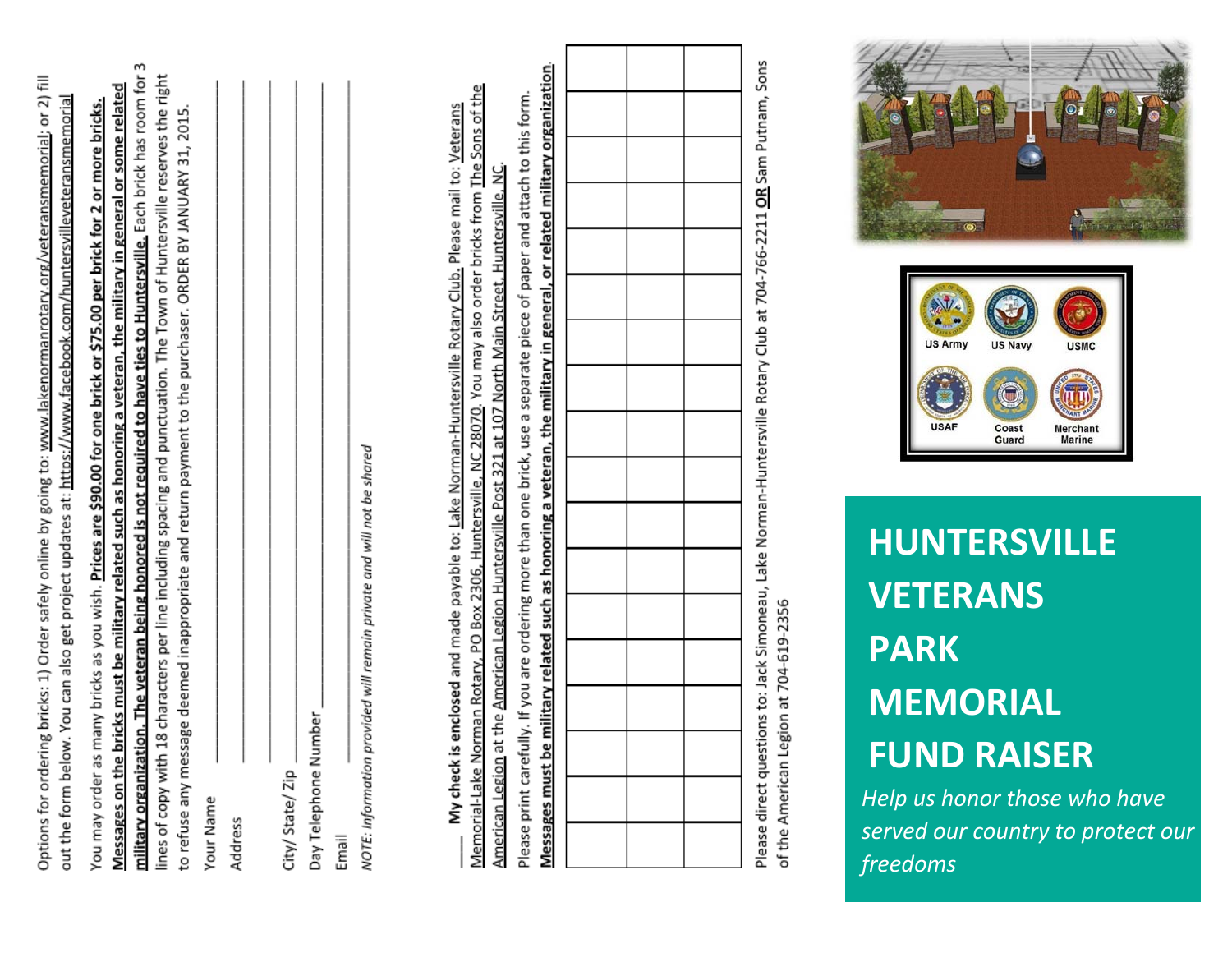Options for ordering bricks: 1) Order safely online by going to: www.lakenormanrotary.org/veteransmemorial; or 2) fill out the form below. You can also get project updates at: https://www.facebook.com/huntersvilleveteransmemorial

You may order as many bricks as you wish. **Prices are $90.00 for one brick or $75.00 per brick for 2 or more bricks. Messages on the bricks must be military related such as honoring a veteran, the military in general or some related military organization. The veteran being honored is not required to have ties to Huntersville.** Each brick has room for 3 lines of copy with 18 characters per line including spacing and punctuation. The Town of Huntersville reserves the right to refuse any message deemed inappropriate and return payment to the purchaser. ORDER BY JANUARY 31, 2015.

Your Name \_\_\_\_\_\_\_\_\_\_\_\_\_\_\_\_\_\_\_\_\_\_\_\_\_\_\_\_\_\_\_\_

Address \_\_\_\_\_\_\_\_\_\_\_\_\_\_\_\_\_\_\_\_\_\_\_\_\_\_\_\_\_\_\_\_

\_\_\_\_\_\_\_\_\_\_\_\_\_\_\_\_\_\_\_\_\_\_\_\_\_\_\_\_\_\_\_\_

City/ State/ Zip \_\_\_\_\_\_\_\_\_\_\_\_\_\_\_\_\_\_\_\_\_\_\_\_\_\_\_\_\_\_\_\_

Day Telephone Number \_\_\_\_\_\_\_\_\_\_\_\_\_\_\_\_\_\_\_\_\_\_\_\_\_\_\_\_\_\_\_\_

Email \_\_\_\_\_\_\_\_\_\_\_\_\_\_\_\_\_\_\_\_\_\_\_\_\_\_\_\_\_\_\_\_

*NOTE: Information provided will remain private and will not be shared*

\_\_\_\_ **My check is enclosed** and made payable to: Lake Norman-Huntersville Rotary Club. Please mail to: Veterans Memorial-Lake Norman Rotary, PO Box 2306, Huntersville, NC 28070. You may also order bricks from The Sons of the American Legion at the American Legion Huntersville Post 321 at 107 North Main Street, Huntersville, NC.

Please print carefully. If you are ordering more than one brick, use a separate piece of paper and attach to this form. **Messages must be military related such as honoring a veteran, the military in general, or related military organization.**

| | | | | | | | | | | | | | | | | | |
|---|---|---|---|---|---|---|---|---|---|---|---|---|---|---|---|---|---|
| | | | | | | | | | | | | | | | | | |
| | | | | | | | | | | | | | | | | | |

Please direct questions to: Jack Simoneau, Lake Norman-Huntersville Rotary Club at 704-766-2211 **OR** Sam Putnam, Sons of the American Legion at 704-619-2356

US Army | US Navy | USMC | USAF | Coast Guard | Merchant Marine

# HUNTERSVILLE VETERANS PARK MEMORIAL FUND RAISER

*Help us honor those who have served our country to protect our freedoms*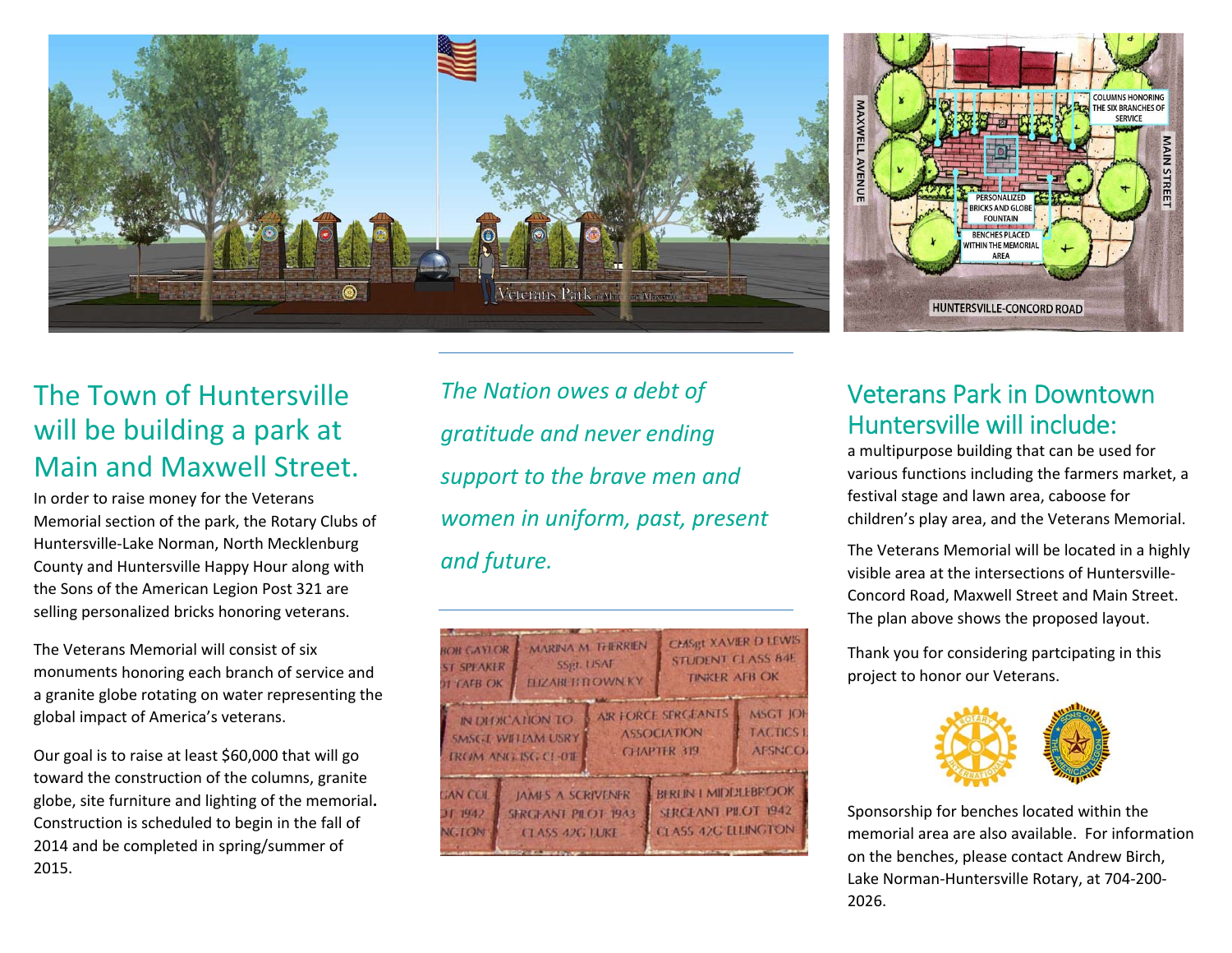## The Town of Huntersville will be building a park at Main and Maxwell Street.

In order to raise money for the Veterans Memorial section of the park, the Rotary Clubs of Huntersville-Lake Norman, North Mecklenburg County and Huntersville Happy Hour along with the Sons of the American Legion Post 321 are selling personalized bricks honoring veterans.

The Veterans Memorial will consist of six monuments honoring each branch of service and a granite globe rotating on water representing the global impact of America's veterans.

Our goal is to raise at least $60,000 that will go toward the construction of the columns, granite globe, site furniture and lighting of the memorial**.** Construction is scheduled to begin in the fall of 2014 and be completed in spring/summer of 2015.

*The Nation owes a debt of gratitude and never ending support to the brave men and women in uniform, past, present and future.*

## Veterans Park in Downtown Huntersville will include:

a multipurpose building that can be used for various functions including the farmers market, a festival stage and lawn area, caboose for children's play area, and the Veterans Memorial.

The Veterans Memorial will be located in a highly visible area at the intersections of Huntersville-Concord Road, Maxwell Street and Main Street. The plan above shows the proposed layout.

Thank you for considering partcipating in this project to honor our Veterans.

Sponsorship for benches located within the memorial area are also available. For information on the benches, please contact Andrew Birch, Lake Norman-Huntersville Rotary, at 704-200-2026.